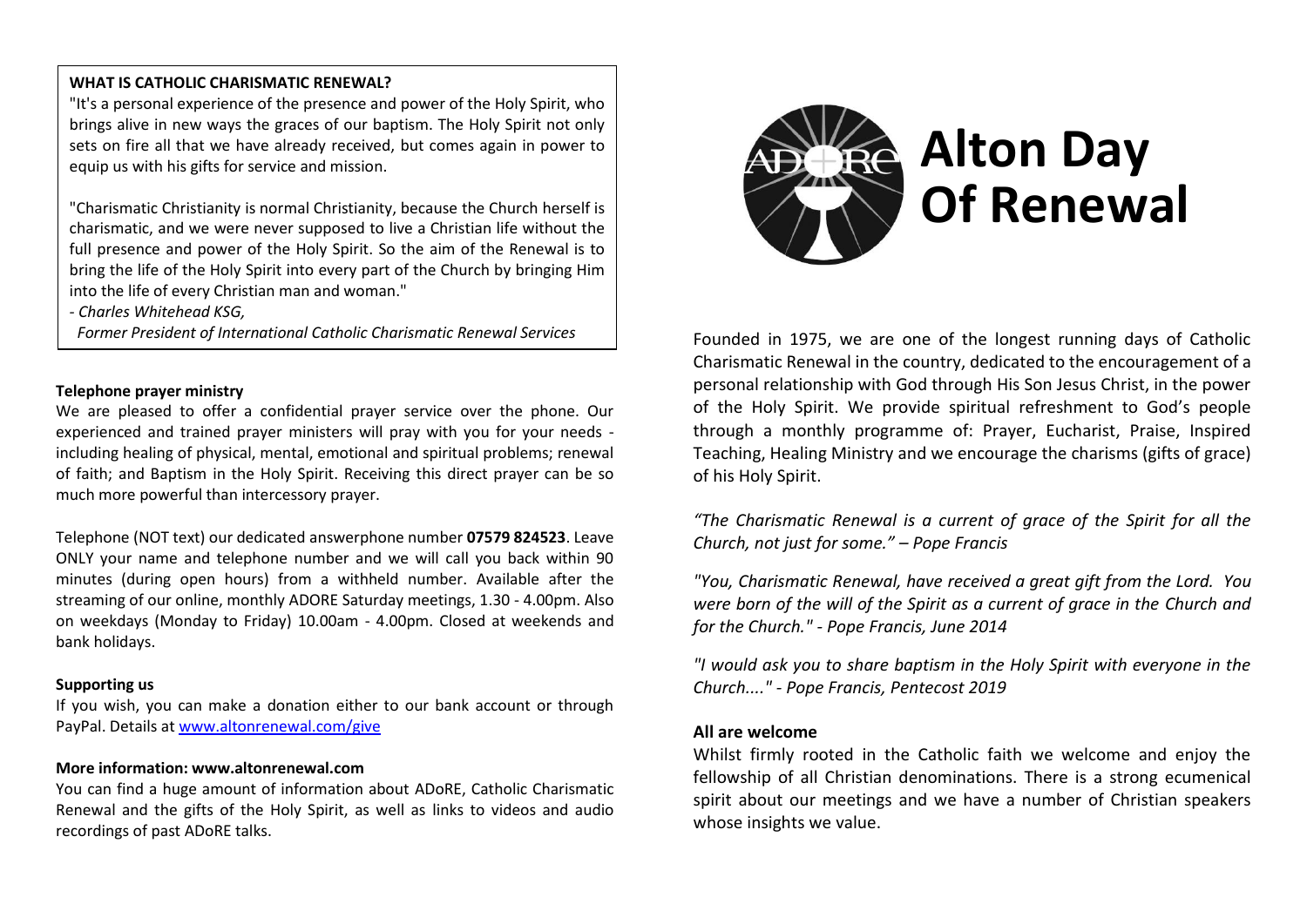## WHAT IS CATHOLIC CHARISMATIC RENEWAL?

"It's a personal experience of the presence and power of the Holy Spirit, who brings alive in new ways the graces of our baptism. The Holy Spirit not only sets on fire all that we have already received, but comes again in power to equip us with his gifts for service and mission.

"Charismatic Christianity is normal Christianity, because the Church herself is charismatic, and we were never supposed to live a Christian life without the full presence and power of the Holy Spirit. So the aim of the Renewal is to bring the life of the Holy Spirit into every part of the Church by bringing Him into the life of every Christian man and woman."

*- Charles Whitehead KSG,*
*Former President of International Catholic Charismatic Renewal Services*

**Telephone prayer ministry**

We are pleased to offer a confidential prayer service over the phone. Our experienced and trained prayer ministers will pray with you for your needs - including healing of physical, mental, emotional and spiritual problems; renewal of faith; and Baptism in the Holy Spirit. Receiving this direct prayer can be so much more powerful than intercessory prayer.

Telephone (NOT text) our dedicated answerphone number **07579 824523**. Leave ONLY your name and telephone number and we will call you back within 90 minutes (during open hours) from a withheld number. Available after the streaming of our online, monthly ADORE Saturday meetings, 1.30 - 4.00pm. Also on weekdays (Monday to Friday) 10.00am - 4.00pm. Closed at weekends and bank holidays.

**Supporting us**

If you wish, you can make a donation either to our bank account or through PayPal. Details at www.altonrenewal.com/give

**More information: www.altonrenewal.com**

You can find a huge amount of information about ADoRE, Catholic Charismatic Renewal and the gifts of the Holy Spirit, as well as links to videos and audio recordings of past ADoRE talks.

# Alton Day Of Renewal

Founded in 1975, we are one of the longest running days of Catholic Charismatic Renewal in the country, dedicated to the encouragement of a personal relationship with God through His Son Jesus Christ, in the power of the Holy Spirit. We provide spiritual refreshment to God's people through a monthly programme of: Prayer, Eucharist, Praise, Inspired Teaching, Healing Ministry and we encourage the charisms (gifts of grace) of his Holy Spirit.

*"The Charismatic Renewal is a current of grace of the Spirit for all the Church, not just for some." – Pope Francis*

*"You, Charismatic Renewal, have received a great gift from the Lord. You were born of the will of the Spirit as a current of grace in the Church and for the Church." - Pope Francis, June 2014*

*"I would ask you to share baptism in the Holy Spirit with everyone in the Church...." - Pope Francis, Pentecost 2019*

**All are welcome**

Whilst firmly rooted in the Catholic faith we welcome and enjoy the fellowship of all Christian denominations. There is a strong ecumenical spirit about our meetings and we have a number of Christian speakers whose insights we value.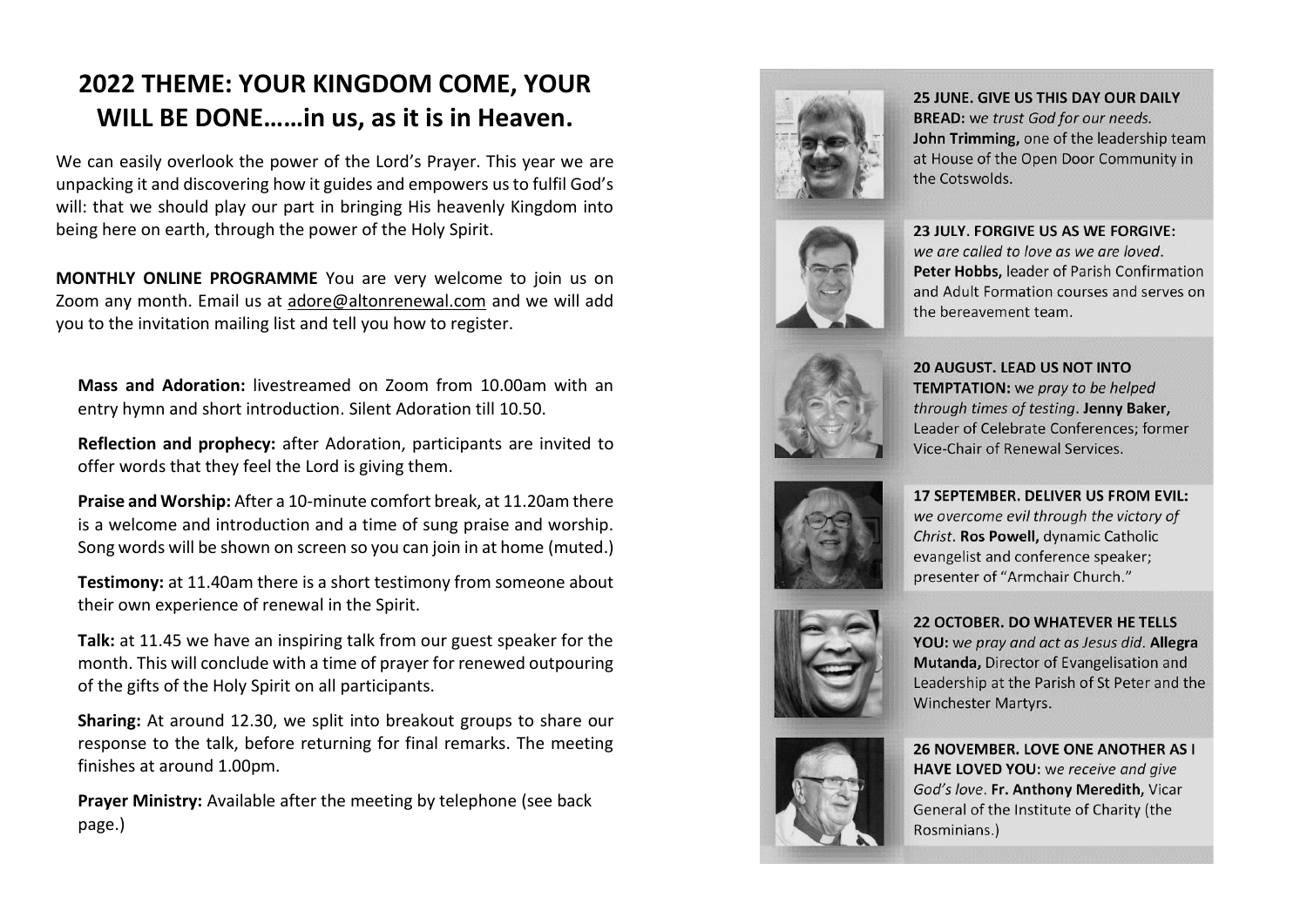# 2022 THEME: YOUR KINGDOM COME, YOUR WILL BE DONE……in us, as it is in Heaven.

We can easily overlook the power of the Lord's Prayer. This year we are unpacking it and discovering how it guides and empowers us to fulfil God's will: that we should play our part in bringing His heavenly Kingdom into being here on earth, through the power of the Holy Spirit.

**MONTHLY ONLINE PROGRAMME** You are very welcome to join us on Zoom any month. Email us at adore@altonrenewal.com and we will add you to the invitation mailing list and tell you how to register.

**Mass and Adoration:** livestreamed on Zoom from 10.00am with an entry hymn and short introduction. Silent Adoration till 10.50.

**Reflection and prophecy:** after Adoration, participants are invited to offer words that they feel the Lord is giving them.

**Praise and Worship:** After a 10-minute comfort break, at 11.20am there is a welcome and introduction and a time of sung praise and worship. Song words will be shown on screen so you can join in at home (muted.)

**Testimony:** at 11.40am there is a short testimony from someone about their own experience of renewal in the Spirit.

**Talk:** at 11.45 we have an inspiring talk from our guest speaker for the month. This will conclude with a time of prayer for renewed outpouring of the gifts of the Holy Spirit on all participants.

**Sharing:** At around 12.30, we split into breakout groups to share our response to the talk, before returning for final remarks. The meeting finishes at around 1.00pm.

**Prayer Ministry:** Available after the meeting by telephone (see back page.)

**25 JUNE. GIVE US THIS DAY OUR DAILY BREAD:** *we trust God for our needs.* **John Trimming,** one of the leadership team at House of the Open Door Community in the Cotswolds.

**23 JULY. FORGIVE US AS WE FORGIVE:** *we are called to love as we are loved*. **Peter Hobbs,** leader of Parish Confirmation and Adult Formation courses and serves on the bereavement team.

**20 AUGUST. LEAD US NOT INTO TEMPTATION:** *we pray to be helped through times of testing*. **Jenny Baker,** Leader of Celebrate Conferences; former Vice-Chair of Renewal Services.

**17 SEPTEMBER. DELIVER US FROM EVIL:** *we overcome evil through the victory of Christ*. **Ros Powell,** dynamic Catholic evangelist and conference speaker; presenter of "Armchair Church."

**22 OCTOBER. DO WHATEVER HE TELLS YOU:** *we pray and act as Jesus did*. **Allegra Mutanda,** Director of Evangelisation and Leadership at the Parish of St Peter and the Winchester Martyrs.

**26 NOVEMBER. LOVE ONE ANOTHER AS I HAVE LOVED YOU:** *we receive and give God's love*. **Fr. Anthony Meredith,** Vicar General of the Institute of Charity (the Rosminians.)